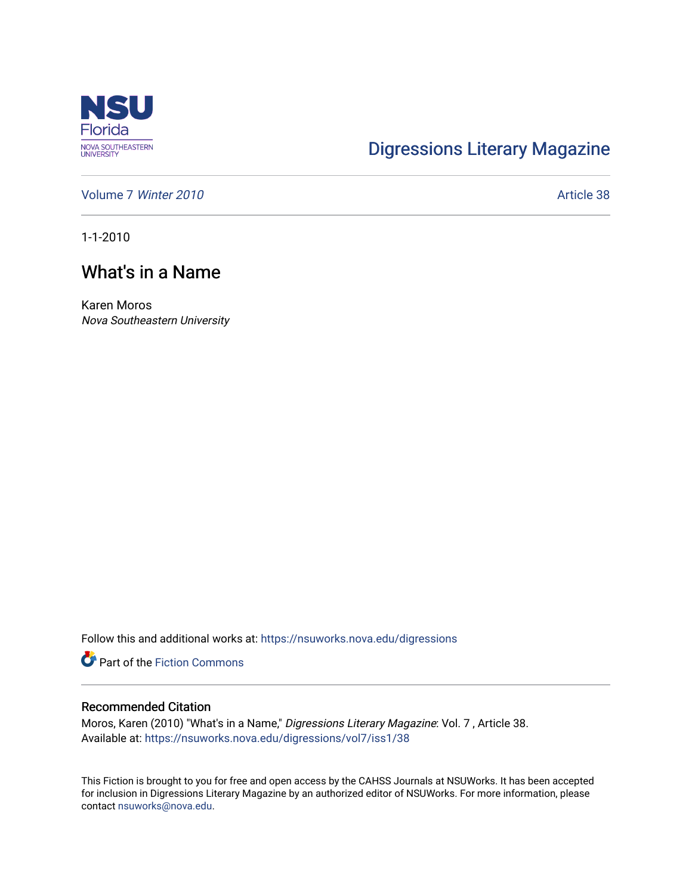NSU Florida
NOVA SOUTHEASTERN UNIVERSITY

Digressions Literary Magazine

Volume 7 *Winter 2010*

Article 38

1-1-2010

# What's in a Name

Karen Moros
*Nova Southeastern University*

Follow this and additional works at: https://nsuworks.nova.edu/digressions

Part of the Fiction Commons

## Recommended Citation

Moros, Karen (2010) "What's in a Name," *Digressions Literary Magazine*: Vol. 7 , Article 38.
Available at: https://nsuworks.nova.edu/digressions/vol7/iss1/38

This Fiction is brought to you for free and open access by the CAHSS Journals at NSUWorks. It has been accepted for inclusion in Digressions Literary Magazine by an authorized editor of NSUWorks. For more information, please contact nsuworks@nova.edu.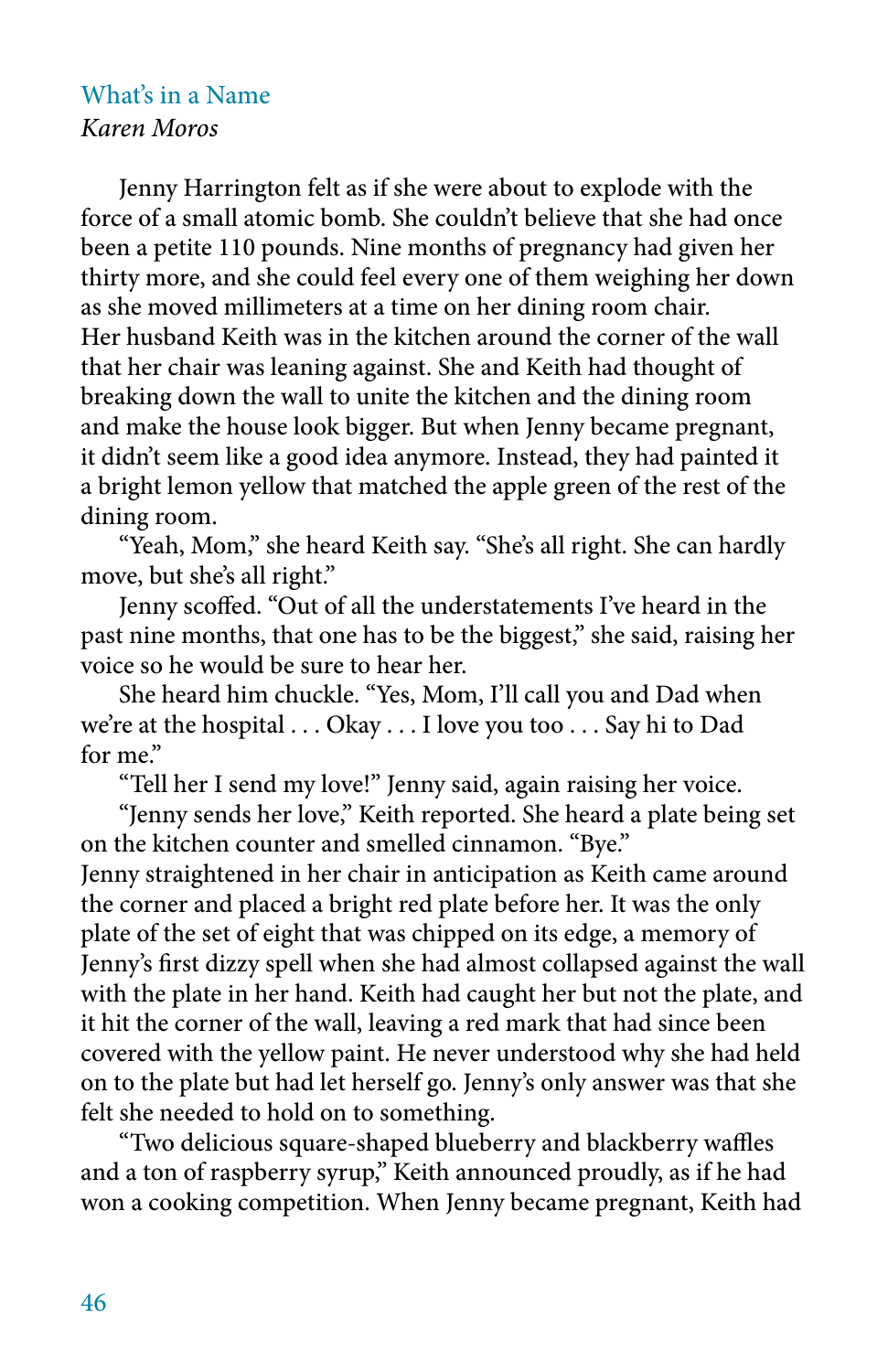## What's in a Name

*Karen Moros*

Jenny Harrington felt as if she were about to explode with the force of a small atomic bomb. She couldn't believe that she had once been a petite 110 pounds. Nine months of pregnancy had given her thirty more, and she could feel every one of them weighing her down as she moved millimeters at a time on her dining room chair. Her husband Keith was in the kitchen around the corner of the wall that her chair was leaning against. She and Keith had thought of breaking down the wall to unite the kitchen and the dining room and make the house look bigger. But when Jenny became pregnant, it didn't seem like a good idea anymore. Instead, they had painted it a bright lemon yellow that matched the apple green of the rest of the dining room.

"Yeah, Mom," she heard Keith say. "She's all right. She can hardly move, but she's all right."

Jenny scoffed. "Out of all the understatements I've heard in the past nine months, that one has to be the biggest," she said, raising her voice so he would be sure to hear her.

She heard him chuckle. "Yes, Mom, I'll call you and Dad when we're at the hospital . . . Okay . . . I love you too . . . Say hi to Dad for me."

"Tell her I send my love!" Jenny said, again raising her voice.

"Jenny sends her love," Keith reported. She heard a plate being set on the kitchen counter and smelled cinnamon. "Bye."

Jenny straightened in her chair in anticipation as Keith came around the corner and placed a bright red plate before her. It was the only plate of the set of eight that was chipped on its edge, a memory of Jenny's first dizzy spell when she had almost collapsed against the wall with the plate in her hand. Keith had caught her but not the plate, and it hit the corner of the wall, leaving a red mark that had since been covered with the yellow paint. He never understood why she had held on to the plate but had let herself go. Jenny's only answer was that she felt she needed to hold on to something.

"Two delicious square-shaped blueberry and blackberry waffles and a ton of raspberry syrup," Keith announced proudly, as if he had won a cooking competition. When Jenny became pregnant, Keith had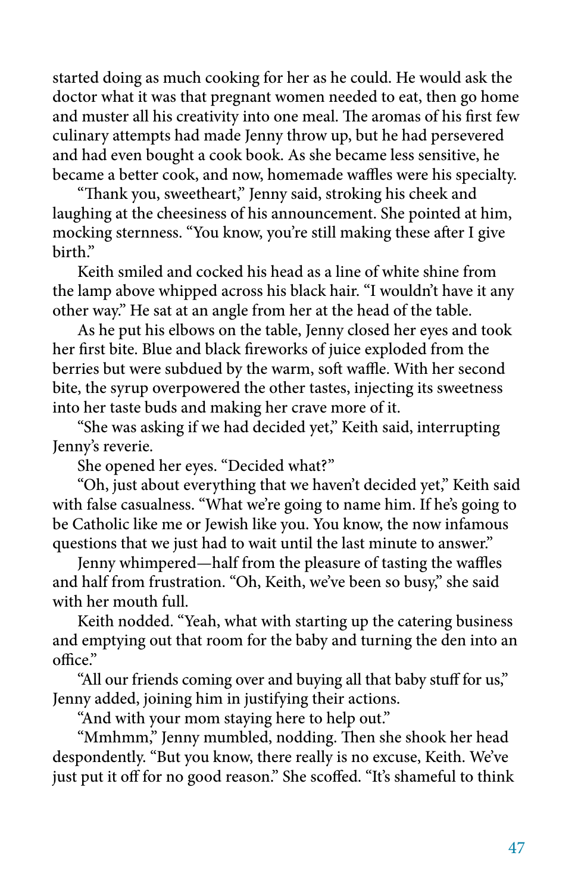started doing as much cooking for her as he could. He would ask the doctor what it was that pregnant women needed to eat, then go home and muster all his creativity into one meal. The aromas of his first few culinary attempts had made Jenny throw up, but he had persevered and had even bought a cook book. As she became less sensitive, he became a better cook, and now, homemade waffles were his specialty.

"Thank you, sweetheart," Jenny said, stroking his cheek and laughing at the cheesiness of his announcement. She pointed at him, mocking sternness. "You know, you're still making these after I give birth."

Keith smiled and cocked his head as a line of white shine from the lamp above whipped across his black hair. "I wouldn't have it any other way." He sat at an angle from her at the head of the table.

As he put his elbows on the table, Jenny closed her eyes and took her first bite. Blue and black fireworks of juice exploded from the berries but were subdued by the warm, soft waffle. With her second bite, the syrup overpowered the other tastes, injecting its sweetness into her taste buds and making her crave more of it.

"She was asking if we had decided yet," Keith said, interrupting Jenny's reverie.

She opened her eyes. "Decided what?"

"Oh, just about everything that we haven't decided yet," Keith said with false casualness. "What we're going to name him. If he's going to be Catholic like me or Jewish like you. You know, the now infamous questions that we just had to wait until the last minute to answer."

Jenny whimpered—half from the pleasure of tasting the waffles and half from frustration. "Oh, Keith, we've been so busy," she said with her mouth full.

Keith nodded. "Yeah, what with starting up the catering business and emptying out that room for the baby and turning the den into an office."

"All our friends coming over and buying all that baby stuff for us," Jenny added, joining him in justifying their actions.

"And with your mom staying here to help out."

"Mmhmm," Jenny mumbled, nodding. Then she shook her head despondently. "But you know, there really is no excuse, Keith. We've just put it off for no good reason." She scoffed. "It's shameful to think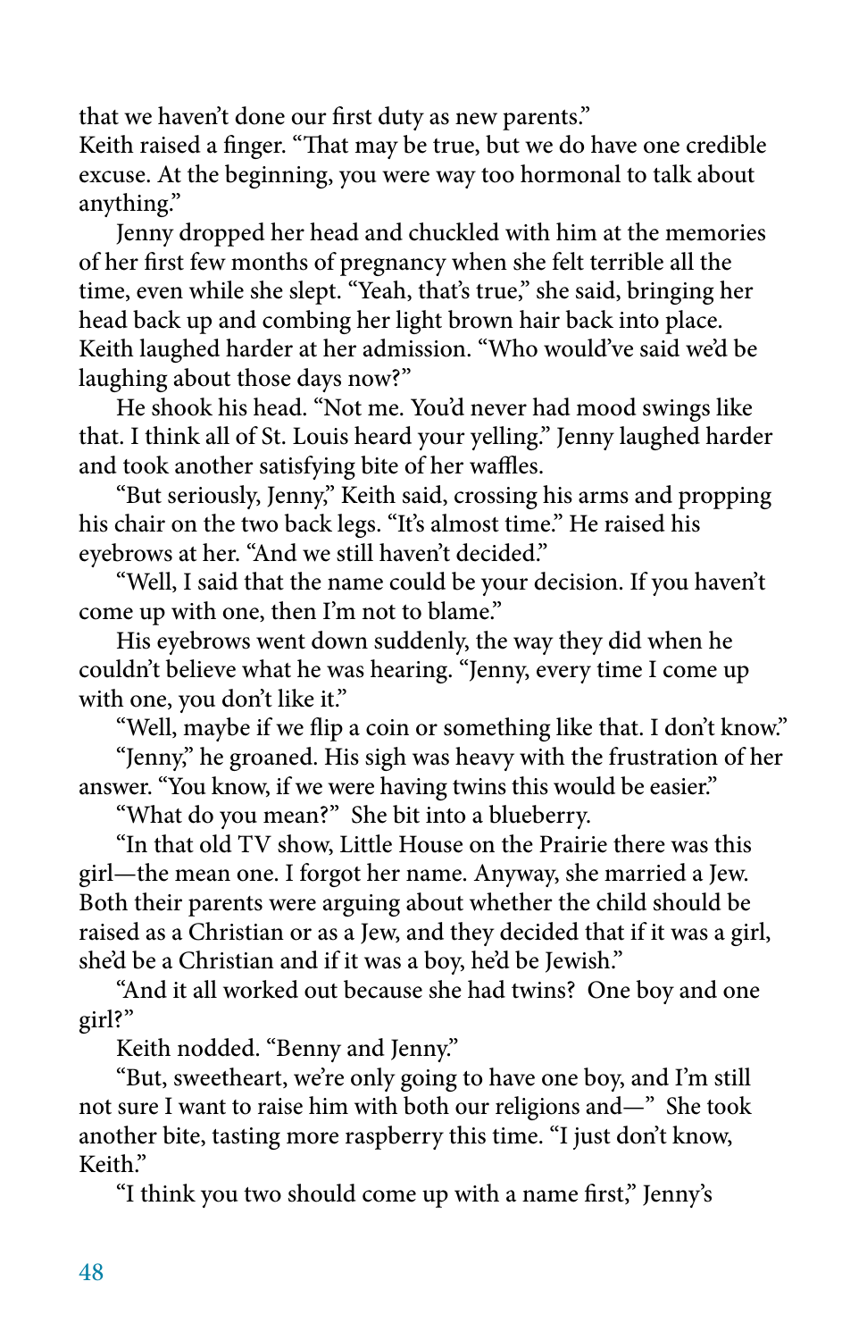that we haven't done our first duty as new parents."

Keith raised a finger. "That may be true, but we do have one credible excuse. At the beginning, you were way too hormonal to talk about anything."

Jenny dropped her head and chuckled with him at the memories of her first few months of pregnancy when she felt terrible all the time, even while she slept. "Yeah, that's true," she said, bringing her head back up and combing her light brown hair back into place. Keith laughed harder at her admission. "Who would've said we'd be laughing about those days now?"

He shook his head. "Not me. You'd never had mood swings like that. I think all of St. Louis heard your yelling." Jenny laughed harder and took another satisfying bite of her waffles.

"But seriously, Jenny," Keith said, crossing his arms and propping his chair on the two back legs. "It's almost time." He raised his eyebrows at her. "And we still haven't decided."

"Well, I said that the name could be your decision. If you haven't come up with one, then I'm not to blame."

His eyebrows went down suddenly, the way they did when he couldn't believe what he was hearing. "Jenny, every time I come up with one, you don't like it."

"Well, maybe if we flip a coin or something like that. I don't know."

"Jenny," he groaned. His sigh was heavy with the frustration of her answer. "You know, if we were having twins this would be easier."

"What do you mean?" She bit into a blueberry.

"In that old TV show, Little House on the Prairie there was this girl—the mean one. I forgot her name. Anyway, she married a Jew. Both their parents were arguing about whether the child should be raised as a Christian or as a Jew, and they decided that if it was a girl, she'd be a Christian and if it was a boy, he'd be Jewish."

"And it all worked out because she had twins? One boy and one girl?"

Keith nodded. "Benny and Jenny."

"But, sweetheart, we're only going to have one boy, and I'm still not sure I want to raise him with both our religions and—" She took another bite, tasting more raspberry this time. "I just don't know, Keith."

"I think you two should come up with a name first," Jenny's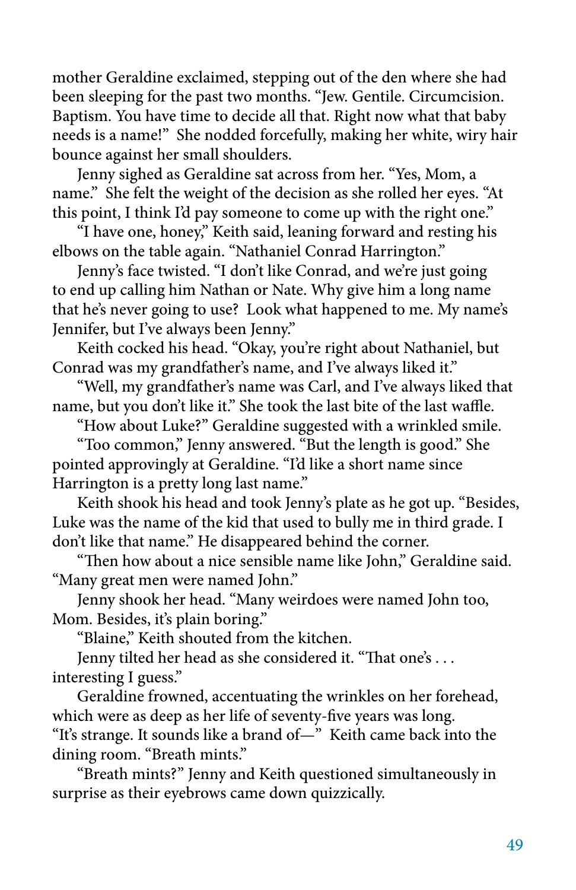mother Geraldine exclaimed, stepping out of the den where she had been sleeping for the past two months. "Jew. Gentile. Circumcision. Baptism. You have time to decide all that. Right now what that baby needs is a name!" She nodded forcefully, making her white, wiry hair bounce against her small shoulders.

Jenny sighed as Geraldine sat across from her. "Yes, Mom, a name." She felt the weight of the decision as she rolled her eyes. "At this point, I think I'd pay someone to come up with the right one."

"I have one, honey," Keith said, leaning forward and resting his elbows on the table again. "Nathaniel Conrad Harrington."

Jenny's face twisted. "I don't like Conrad, and we're just going to end up calling him Nathan or Nate. Why give him a long name that he's never going to use? Look what happened to me. My name's Jennifer, but I've always been Jenny."

Keith cocked his head. "Okay, you're right about Nathaniel, but Conrad was my grandfather's name, and I've always liked it."

"Well, my grandfather's name was Carl, and I've always liked that name, but you don't like it." She took the last bite of the last waffle.

"How about Luke?" Geraldine suggested with a wrinkled smile.

"Too common," Jenny answered. "But the length is good." She pointed approvingly at Geraldine. "I'd like a short name since Harrington is a pretty long last name."

Keith shook his head and took Jenny's plate as he got up. "Besides, Luke was the name of the kid that used to bully me in third grade. I don't like that name." He disappeared behind the corner.

"Then how about a nice sensible name like John," Geraldine said. "Many great men were named John."

Jenny shook her head. "Many weirdoes were named John too, Mom. Besides, it's plain boring."

"Blaine," Keith shouted from the kitchen.

Jenny tilted her head as she considered it. "That one's . . . interesting I guess."

Geraldine frowned, accentuating the wrinkles on her forehead, which were as deep as her life of seventy-five years was long. "It's strange. It sounds like a brand of—" Keith came back into the dining room. "Breath mints."

"Breath mints?" Jenny and Keith questioned simultaneously in surprise as their eyebrows came down quizzically.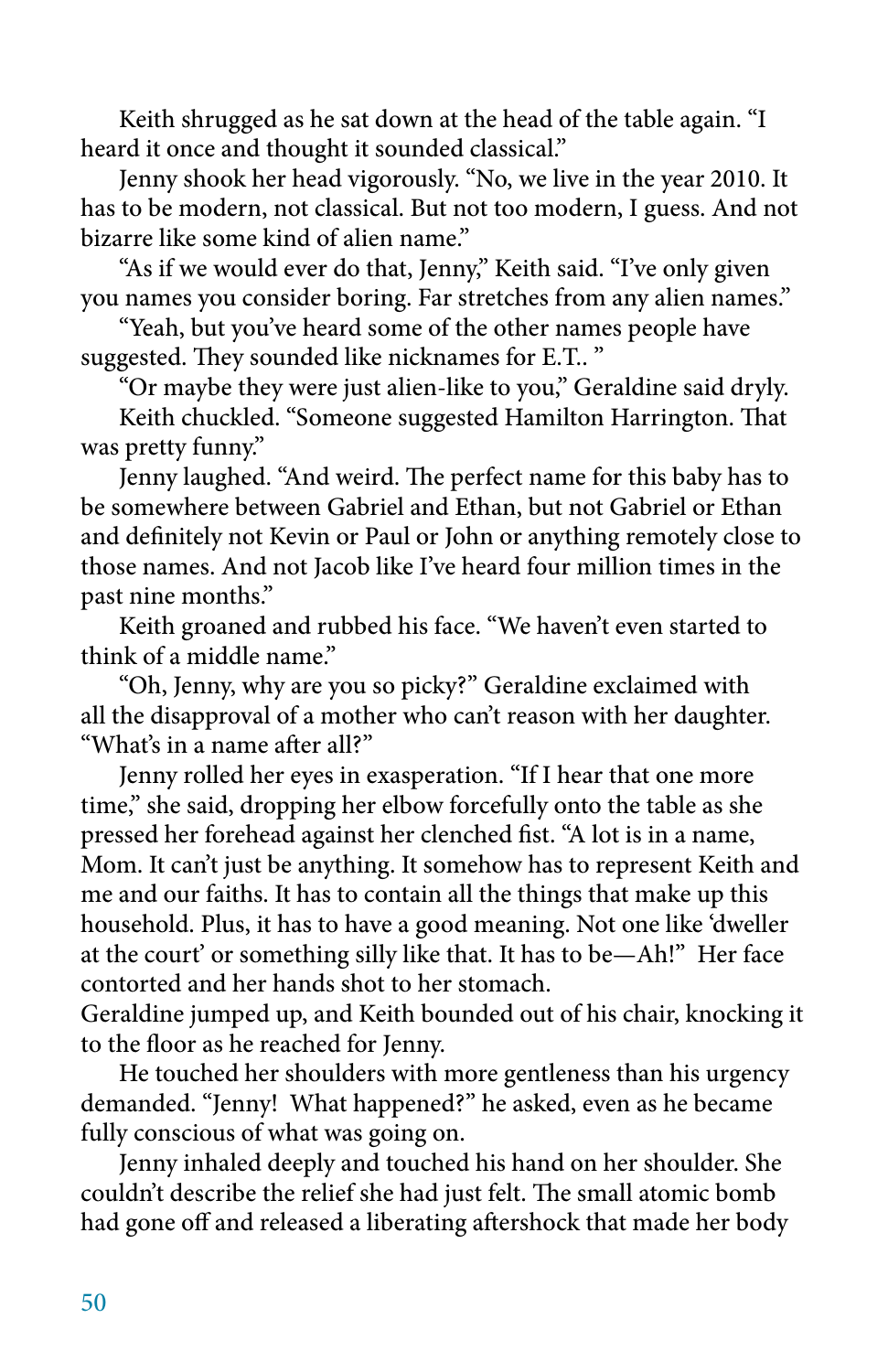Keith shrugged as he sat down at the head of the table again. "I heard it once and thought it sounded classical."

Jenny shook her head vigorously. "No, we live in the year 2010. It has to be modern, not classical. But not too modern, I guess. And not bizarre like some kind of alien name."

"As if we would ever do that, Jenny," Keith said. "I've only given you names you consider boring. Far stretches from any alien names."

"Yeah, but you've heard some of the other names people have suggested. They sounded like nicknames for E.T.. "

"Or maybe they were just alien-like to you," Geraldine said dryly.

Keith chuckled. "Someone suggested Hamilton Harrington. That was pretty funny."

Jenny laughed. "And weird. The perfect name for this baby has to be somewhere between Gabriel and Ethan, but not Gabriel or Ethan and definitely not Kevin or Paul or John or anything remotely close to those names. And not Jacob like I've heard four million times in the past nine months."

Keith groaned and rubbed his face. "We haven't even started to think of a middle name."

"Oh, Jenny, why are you so picky?" Geraldine exclaimed with all the disapproval of a mother who can't reason with her daughter. "What's in a name after all?"

Jenny rolled her eyes in exasperation. "If I hear that one more time," she said, dropping her elbow forcefully onto the table as she pressed her forehead against her clenched fist. "A lot is in a name, Mom. It can't just be anything. It somehow has to represent Keith and me and our faiths. It has to contain all the things that make up this household. Plus, it has to have a good meaning. Not one like 'dweller at the court' or something silly like that. It has to be—Ah!" Her face contorted and her hands shot to her stomach.

Geraldine jumped up, and Keith bounded out of his chair, knocking it to the floor as he reached for Jenny.

He touched her shoulders with more gentleness than his urgency demanded. "Jenny! What happened?" he asked, even as he became fully conscious of what was going on.

Jenny inhaled deeply and touched his hand on her shoulder. She couldn't describe the relief she had just felt. The small atomic bomb had gone off and released a liberating aftershock that made her body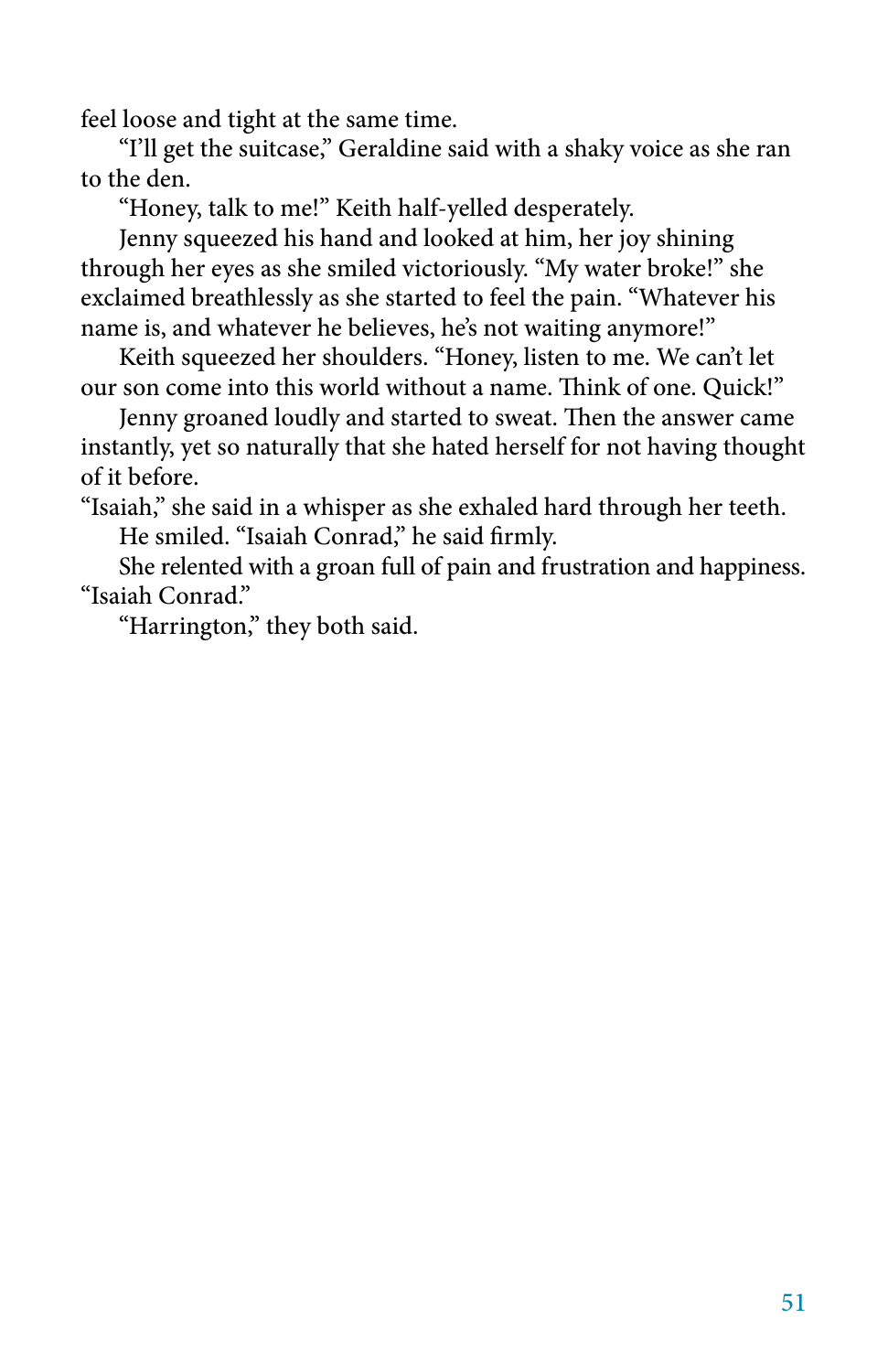feel loose and tight at the same time.

"I'll get the suitcase," Geraldine said with a shaky voice as she ran to the den.

"Honey, talk to me!" Keith half-yelled desperately.

Jenny squeezed his hand and looked at him, her joy shining through her eyes as she smiled victoriously. "My water broke!" she exclaimed breathlessly as she started to feel the pain. "Whatever his name is, and whatever he believes, he's not waiting anymore!"

Keith squeezed her shoulders. "Honey, listen to me. We can't let our son come into this world without a name. Think of one. Quick!"

Jenny groaned loudly and started to sweat. Then the answer came instantly, yet so naturally that she hated herself for not having thought of it before.

"Isaiah," she said in a whisper as she exhaled hard through her teeth.

He smiled. "Isaiah Conrad," he said firmly.

She relented with a groan full of pain and frustration and happiness. "Isaiah Conrad."

"Harrington," they both said.